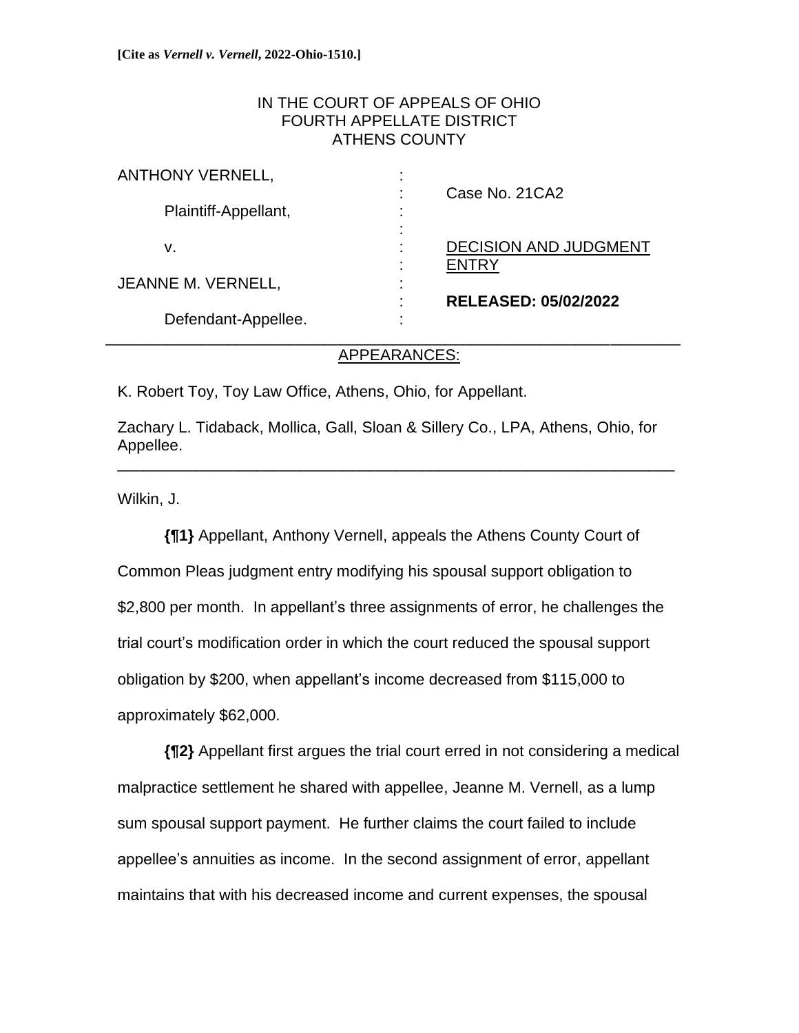**[Cite as *Vernell v. Vernell*, 2022-Ohio-1510.]**

IN THE COURT OF APPEALS OF OHIO
FOURTH APPELLATE DISTRICT
ATHENS COUNTY

ANTHONY VERNELL,

Plaintiff-Appellant,

v.

JEANNE M. VERNELL,

Defendant-Appellee.

Case No. 21CA2

DECISION AND JUDGMENT ENTRY

**RELEASED: 05/02/2022**

---

APPEARANCES:

K. Robert Toy, Toy Law Office, Athens, Ohio, for Appellant.

Zachary L. Tidaback, Mollica, Gall, Sloan & Sillery Co., LPA, Athens, Ohio, for Appellee.

---

Wilkin, J.

**{¶1}** Appellant, Anthony Vernell, appeals the Athens County Court of Common Pleas judgment entry modifying his spousal support obligation to $2,800 per month. In appellant's three assignments of error, he challenges the trial court's modification order in which the court reduced the spousal support obligation by $200, when appellant's income decreased from $115,000 to approximately $62,000.

**{¶2}** Appellant first argues the trial court erred in not considering a medical malpractice settlement he shared with appellee, Jeanne M. Vernell, as a lump sum spousal support payment. He further claims the court failed to include appellee's annuities as income. In the second assignment of error, appellant maintains that with his decreased income and current expenses, the spousal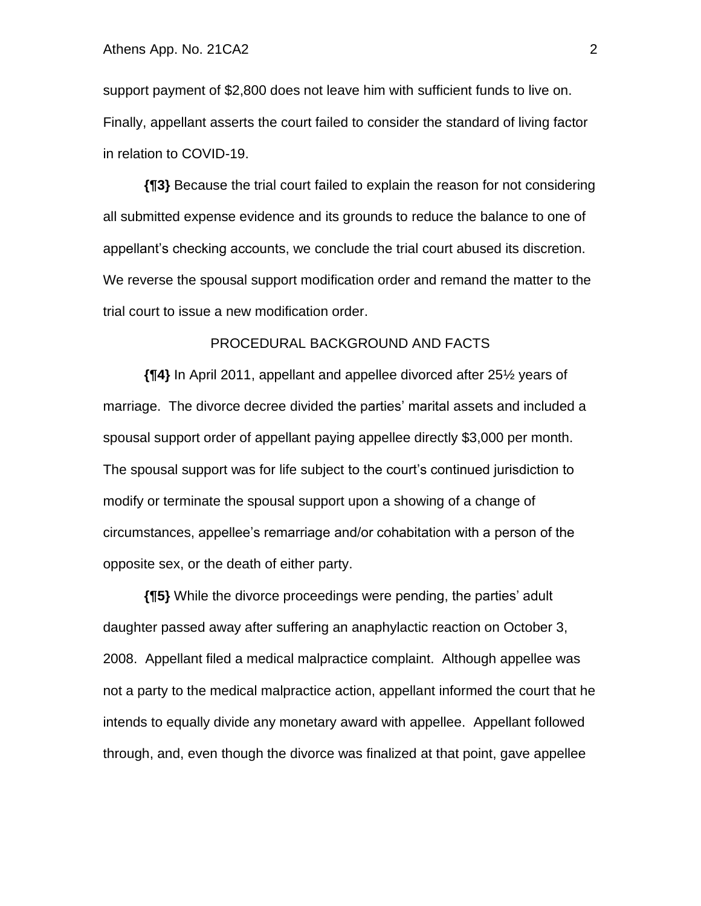support payment of $2,800 does not leave him with sufficient funds to live on. Finally, appellant asserts the court failed to consider the standard of living factor in relation to COVID-19.

**{¶3}** Because the trial court failed to explain the reason for not considering all submitted expense evidence and its grounds to reduce the balance to one of appellant's checking accounts, we conclude the trial court abused its discretion. We reverse the spousal support modification order and remand the matter to the trial court to issue a new modification order.

PROCEDURAL BACKGROUND AND FACTS

**{¶4}** In April 2011, appellant and appellee divorced after 25½ years of marriage. The divorce decree divided the parties' marital assets and included a spousal support order of appellant paying appellee directly $3,000 per month. The spousal support was for life subject to the court's continued jurisdiction to modify or terminate the spousal support upon a showing of a change of circumstances, appellee's remarriage and/or cohabitation with a person of the opposite sex, or the death of either party.

**{¶5}** While the divorce proceedings were pending, the parties' adult daughter passed away after suffering an anaphylactic reaction on October 3, 2008. Appellant filed a medical malpractice complaint. Although appellee was not a party to the medical malpractice action, appellant informed the court that he intends to equally divide any monetary award with appellee. Appellant followed through, and, even though the divorce was finalized at that point, gave appellee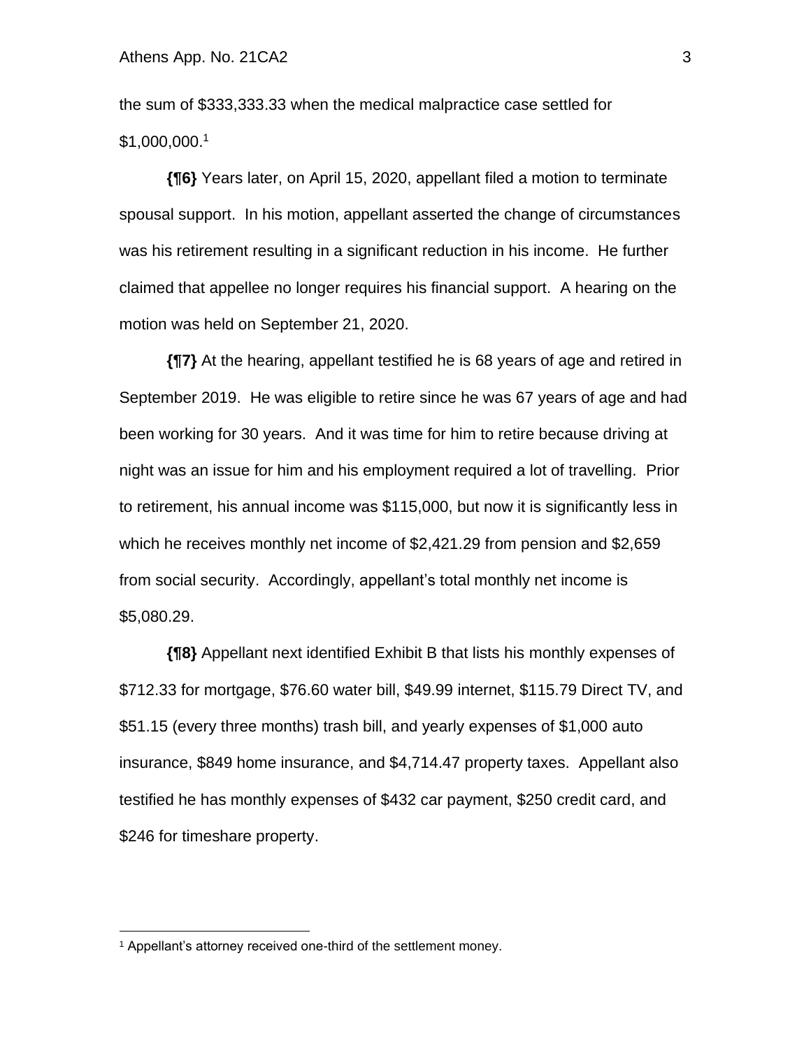the sum of $333,333.33 when the medical malpractice case settled for $1,000,000.[1]

**{¶6}** Years later, on April 15, 2020, appellant filed a motion to terminate spousal support. In his motion, appellant asserted the change of circumstances was his retirement resulting in a significant reduction in his income. He further claimed that appellee no longer requires his financial support. A hearing on the motion was held on September 21, 2020.

**{¶7}** At the hearing, appellant testified he is 68 years of age and retired in September 2019. He was eligible to retire since he was 67 years of age and had been working for 30 years. And it was time for him to retire because driving at night was an issue for him and his employment required a lot of travelling. Prior to retirement, his annual income was $115,000, but now it is significantly less in which he receives monthly net income of $2,421.29 from pension and $2,659 from social security. Accordingly, appellant's total monthly net income is $5,080.29.

**{¶8}** Appellant next identified Exhibit B that lists his monthly expenses of $712.33 for mortgage, $76.60 water bill, $49.99 internet, $115.79 Direct TV, and $51.15 (every three months) trash bill, and yearly expenses of $1,000 auto insurance, $849 home insurance, and $4,714.47 property taxes. Appellant also testified he has monthly expenses of $432 car payment, $250 credit card, and $246 for timeshare property.

[1] Appellant's attorney received one-third of the settlement money.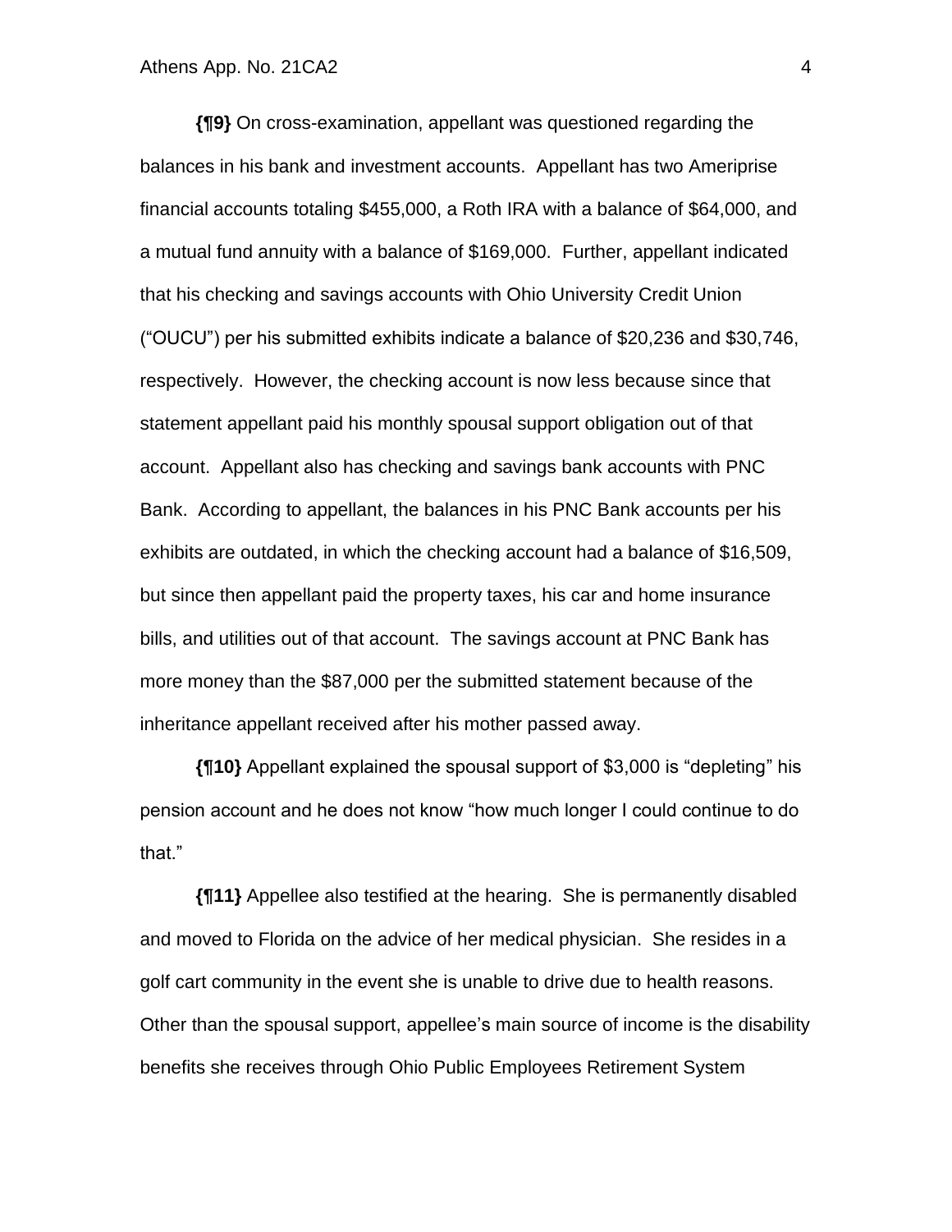**{¶9}** On cross-examination, appellant was questioned regarding the balances in his bank and investment accounts. Appellant has two Ameriprise financial accounts totaling $455,000, a Roth IRA with a balance of $64,000, and a mutual fund annuity with a balance of $169,000. Further, appellant indicated that his checking and savings accounts with Ohio University Credit Union ("OUCU") per his submitted exhibits indicate a balance of $20,236 and $30,746, respectively. However, the checking account is now less because since that statement appellant paid his monthly spousal support obligation out of that account. Appellant also has checking and savings bank accounts with PNC Bank. According to appellant, the balances in his PNC Bank accounts per his exhibits are outdated, in which the checking account had a balance of $16,509, but since then appellant paid the property taxes, his car and home insurance bills, and utilities out of that account. The savings account at PNC Bank has more money than the $87,000 per the submitted statement because of the inheritance appellant received after his mother passed away.

**{¶10}** Appellant explained the spousal support of $3,000 is "depleting" his pension account and he does not know "how much longer I could continue to do that."

**{¶11}** Appellee also testified at the hearing. She is permanently disabled and moved to Florida on the advice of her medical physician. She resides in a golf cart community in the event she is unable to drive due to health reasons. Other than the spousal support, appellee's main source of income is the disability benefits she receives through Ohio Public Employees Retirement System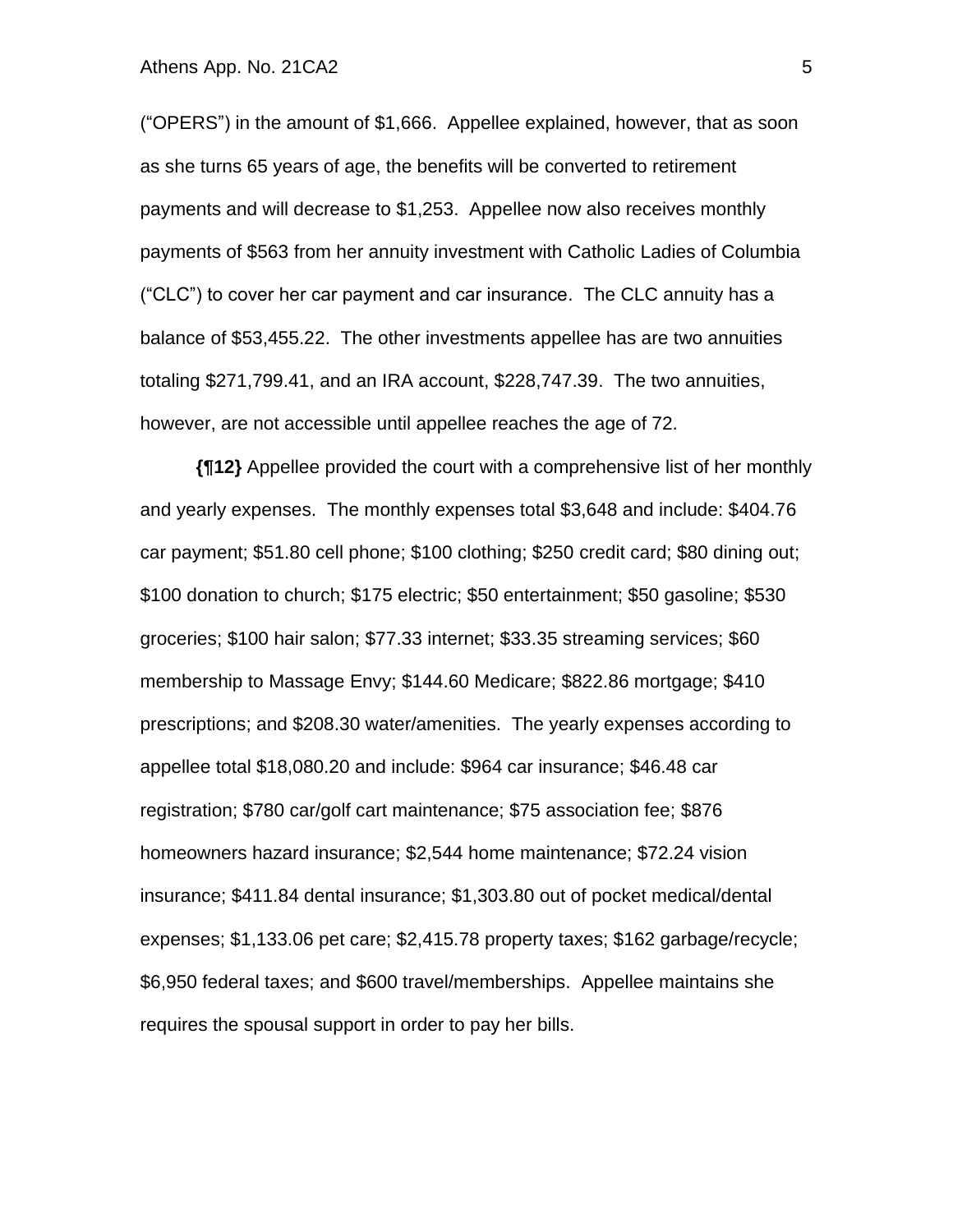("OPERS") in the amount of $1,666. Appellee explained, however, that as soon as she turns 65 years of age, the benefits will be converted to retirement payments and will decrease to $1,253. Appellee now also receives monthly payments of $563 from her annuity investment with Catholic Ladies of Columbia ("CLC") to cover her car payment and car insurance. The CLC annuity has a balance of $53,455.22. The other investments appellee has are two annuities totaling $271,799.41, and an IRA account, $228,747.39. The two annuities, however, are not accessible until appellee reaches the age of 72.

**{¶12}** Appellee provided the court with a comprehensive list of her monthly and yearly expenses. The monthly expenses total $3,648 and include: $404.76 car payment; $51.80 cell phone; $100 clothing; $250 credit card; $80 dining out; $100 donation to church; $175 electric; $50 entertainment; $50 gasoline; $530 groceries; $100 hair salon; $77.33 internet; $33.35 streaming services; $60 membership to Massage Envy; $144.60 Medicare; $822.86 mortgage; $410 prescriptions; and $208.30 water/amenities. The yearly expenses according to appellee total $18,080.20 and include: $964 car insurance; $46.48 car registration; $780 car/golf cart maintenance; $75 association fee; $876 homeowners hazard insurance; $2,544 home maintenance; $72.24 vision insurance; $411.84 dental insurance; $1,303.80 out of pocket medical/dental expenses; $1,133.06 pet care; $2,415.78 property taxes; $162 garbage/recycle; $6,950 federal taxes; and $600 travel/memberships. Appellee maintains she requires the spousal support in order to pay her bills.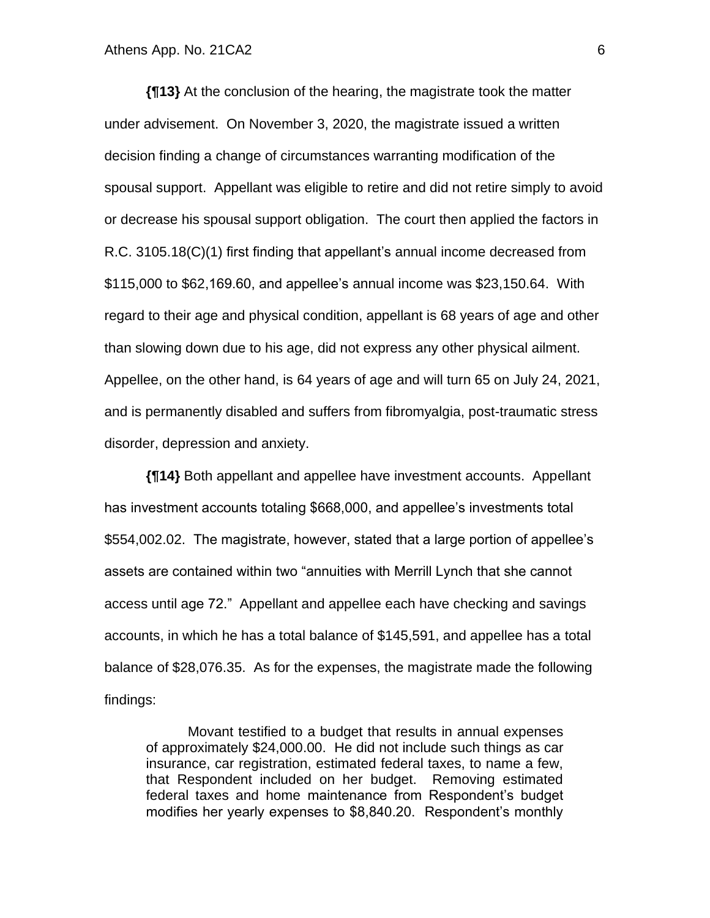**{¶13}** At the conclusion of the hearing, the magistrate took the matter under advisement. On November 3, 2020, the magistrate issued a written decision finding a change of circumstances warranting modification of the spousal support. Appellant was eligible to retire and did not retire simply to avoid or decrease his spousal support obligation. The court then applied the factors in R.C. 3105.18(C)(1) first finding that appellant's annual income decreased from \$115,000 to \$62,169.60, and appellee's annual income was \$23,150.64. With regard to their age and physical condition, appellant is 68 years of age and other than slowing down due to his age, did not express any other physical ailment. Appellee, on the other hand, is 64 years of age and will turn 65 on July 24, 2021, and is permanently disabled and suffers from fibromyalgia, post-traumatic stress disorder, depression and anxiety.

**{¶14}** Both appellant and appellee have investment accounts. Appellant has investment accounts totaling \$668,000, and appellee's investments total \$554,002.02. The magistrate, however, stated that a large portion of appellee's assets are contained within two "annuities with Merrill Lynch that she cannot access until age 72." Appellant and appellee each have checking and savings accounts, in which he has a total balance of \$145,591, and appellee has a total balance of \$28,076.35. As for the expenses, the magistrate made the following findings:

> Movant testified to a budget that results in annual expenses of approximately \$24,000.00. He did not include such things as car insurance, car registration, estimated federal taxes, to name a few, that Respondent included on her budget. Removing estimated federal taxes and home maintenance from Respondent's budget modifies her yearly expenses to \$8,840.20. Respondent's monthly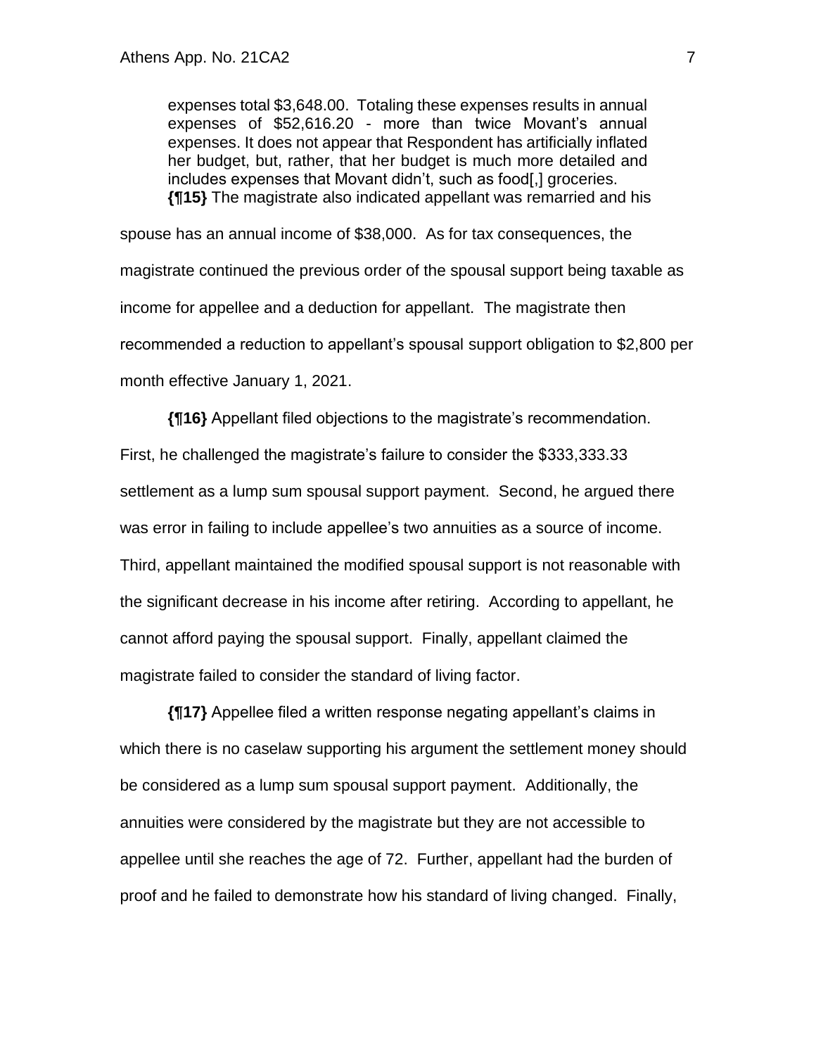> expenses total $3,648.00. Totaling these expenses results in annual expenses of $52,616.20 - more than twice Movant's annual expenses. It does not appear that Respondent has artificially inflated her budget, but, rather, that her budget is much more detailed and includes expenses that Movant didn't, such as food[,] groceries.

**{¶15}** The magistrate also indicated appellant was remarried and his spouse has an annual income of $38,000. As for tax consequences, the magistrate continued the previous order of the spousal support being taxable as income for appellee and a deduction for appellant. The magistrate then recommended a reduction to appellant's spousal support obligation to $2,800 per month effective January 1, 2021.

**{¶16}** Appellant filed objections to the magistrate's recommendation. First, he challenged the magistrate's failure to consider the $333,333.33 settlement as a lump sum spousal support payment. Second, he argued there was error in failing to include appellee's two annuities as a source of income. Third, appellant maintained the modified spousal support is not reasonable with the significant decrease in his income after retiring. According to appellant, he cannot afford paying the spousal support. Finally, appellant claimed the magistrate failed to consider the standard of living factor.

**{¶17}** Appellee filed a written response negating appellant's claims in which there is no caselaw supporting his argument the settlement money should be considered as a lump sum spousal support payment. Additionally, the annuities were considered by the magistrate but they are not accessible to appellee until she reaches the age of 72. Further, appellant had the burden of proof and he failed to demonstrate how his standard of living changed. Finally,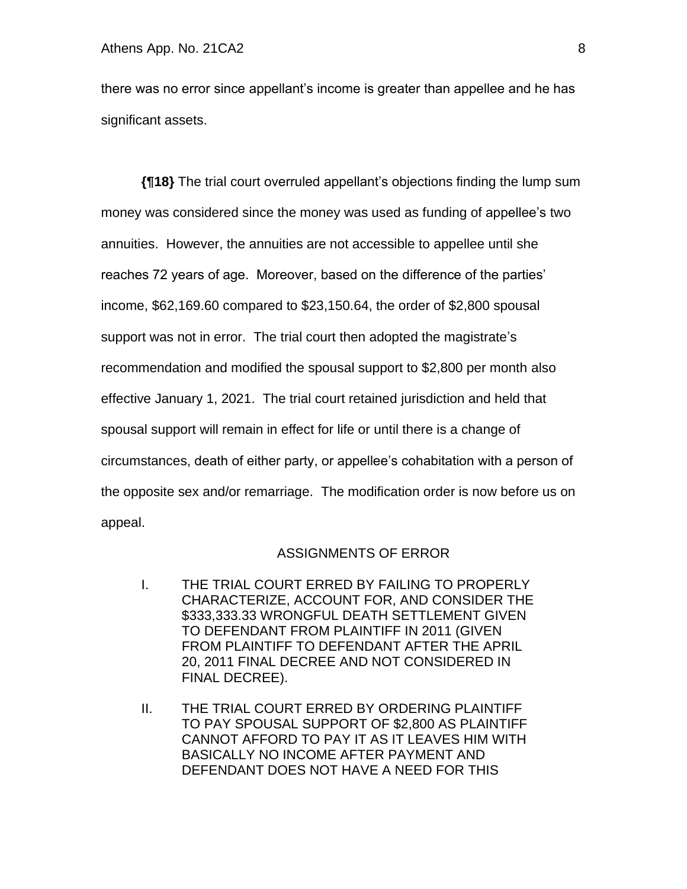there was no error since appellant's income is greater than appellee and he has significant assets.

**{¶18}** The trial court overruled appellant's objections finding the lump sum money was considered since the money was used as funding of appellee's two annuities. However, the annuities are not accessible to appellee until she reaches 72 years of age. Moreover, based on the difference of the parties' income, $62,169.60 compared to $23,150.64, the order of $2,800 spousal support was not in error. The trial court then adopted the magistrate's recommendation and modified the spousal support to $2,800 per month also effective January 1, 2021. The trial court retained jurisdiction and held that spousal support will remain in effect for life or until there is a change of circumstances, death of either party, or appellee's cohabitation with a person of the opposite sex and/or remarriage. The modification order is now before us on appeal.

## ASSIGNMENTS OF ERROR

I. THE TRIAL COURT ERRED BY FAILING TO PROPERLY CHARACTERIZE, ACCOUNT FOR, AND CONSIDER THE $333,333.33 WRONGFUL DEATH SETTLEMENT GIVEN TO DEFENDANT FROM PLAINTIFF IN 2011 (GIVEN FROM PLAINTIFF TO DEFENDANT AFTER THE APRIL 20, 2011 FINAL DECREE AND NOT CONSIDERED IN FINAL DECREE).

II. THE TRIAL COURT ERRED BY ORDERING PLAINTIFF TO PAY SPOUSAL SUPPORT OF $2,800 AS PLAINTIFF CANNOT AFFORD TO PAY IT AS IT LEAVES HIM WITH BASICALLY NO INCOME AFTER PAYMENT AND DEFENDANT DOES NOT HAVE A NEED FOR THIS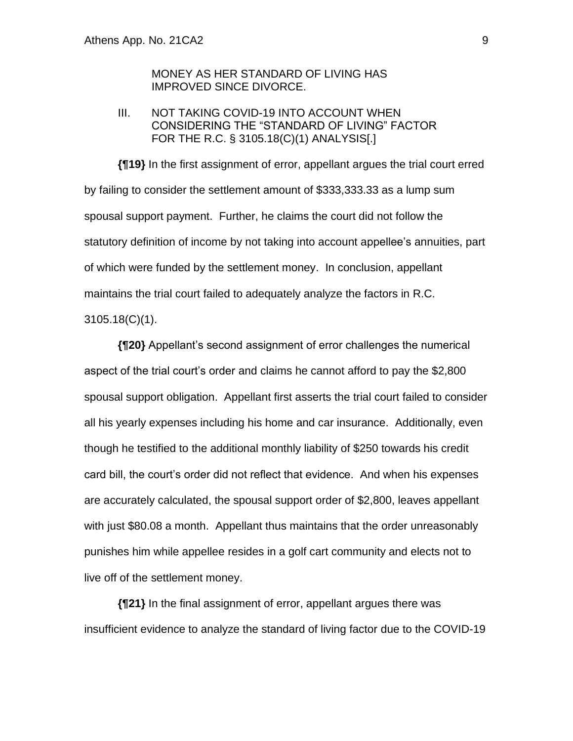MONEY AS HER STANDARD OF LIVING HAS IMPROVED SINCE DIVORCE.

III. NOT TAKING COVID-19 INTO ACCOUNT WHEN CONSIDERING THE "STANDARD OF LIVING" FACTOR FOR THE R.C. § 3105.18(C)(1) ANALYSIS[.]

**{¶19}** In the first assignment of error, appellant argues the trial court erred by failing to consider the settlement amount of $333,333.33 as a lump sum spousal support payment. Further, he claims the court did not follow the statutory definition of income by not taking into account appellee's annuities, part of which were funded by the settlement money. In conclusion, appellant maintains the trial court failed to adequately analyze the factors in R.C. 3105.18(C)(1).

**{¶20}** Appellant's second assignment of error challenges the numerical aspect of the trial court's order and claims he cannot afford to pay the $2,800 spousal support obligation. Appellant first asserts the trial court failed to consider all his yearly expenses including his home and car insurance. Additionally, even though he testified to the additional monthly liability of $250 towards his credit card bill, the court's order did not reflect that evidence. And when his expenses are accurately calculated, the spousal support order of $2,800, leaves appellant with just $80.08 a month. Appellant thus maintains that the order unreasonably punishes him while appellee resides in a golf cart community and elects not to live off of the settlement money.

**{¶21}** In the final assignment of error, appellant argues there was insufficient evidence to analyze the standard of living factor due to the COVID-19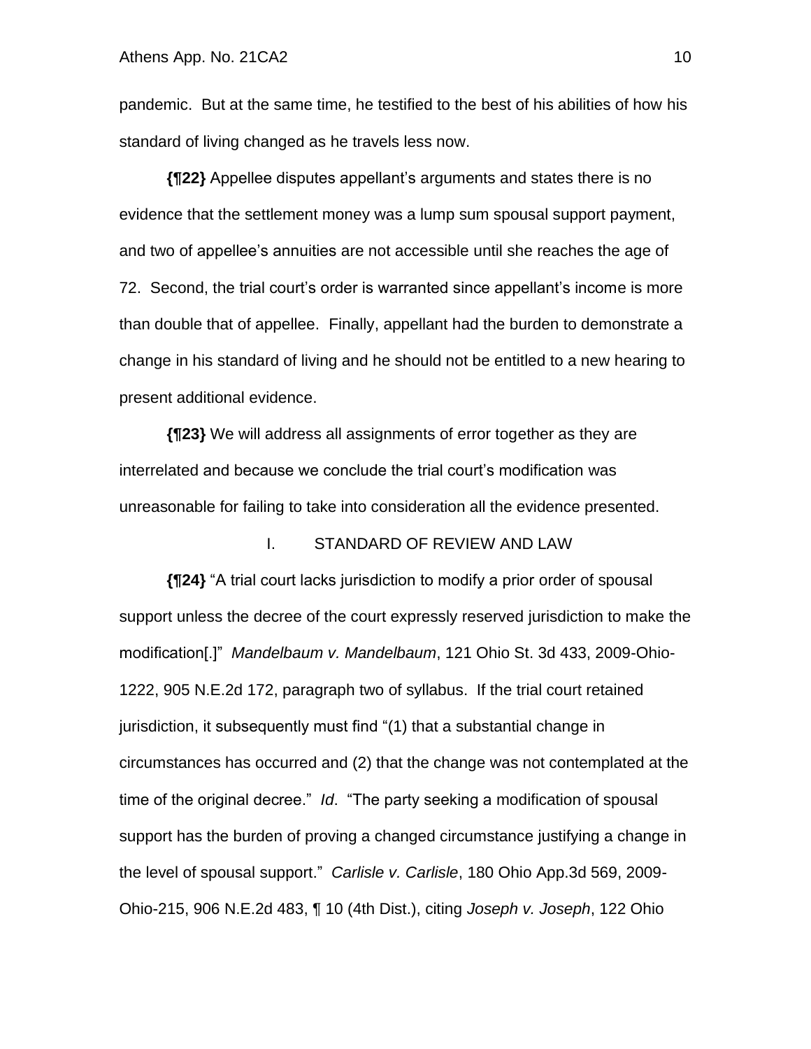pandemic. But at the same time, he testified to the best of his abilities of how his standard of living changed as he travels less now.

**{¶22}** Appellee disputes appellant's arguments and states there is no evidence that the settlement money was a lump sum spousal support payment, and two of appellee's annuities are not accessible until she reaches the age of 72. Second, the trial court's order is warranted since appellant's income is more than double that of appellee. Finally, appellant had the burden to demonstrate a change in his standard of living and he should not be entitled to a new hearing to present additional evidence.

**{¶23}** We will address all assignments of error together as they are interrelated and because we conclude the trial court's modification was unreasonable for failing to take into consideration all the evidence presented.

## I. STANDARD OF REVIEW AND LAW

**{¶24}** "A trial court lacks jurisdiction to modify a prior order of spousal support unless the decree of the court expressly reserved jurisdiction to make the modification[.]" *Mandelbaum v. Mandelbaum*, 121 Ohio St. 3d 433, 2009-Ohio-1222, 905 N.E.2d 172, paragraph two of syllabus. If the trial court retained jurisdiction, it subsequently must find "(1) that a substantial change in circumstances has occurred and (2) that the change was not contemplated at the time of the original decree." *Id*. "The party seeking a modification of spousal support has the burden of proving a changed circumstance justifying a change in the level of spousal support." *Carlisle v. Carlisle*, 180 Ohio App.3d 569, 2009-Ohio-215, 906 N.E.2d 483, ¶ 10 (4th Dist.), citing *Joseph v. Joseph*, 122 Ohio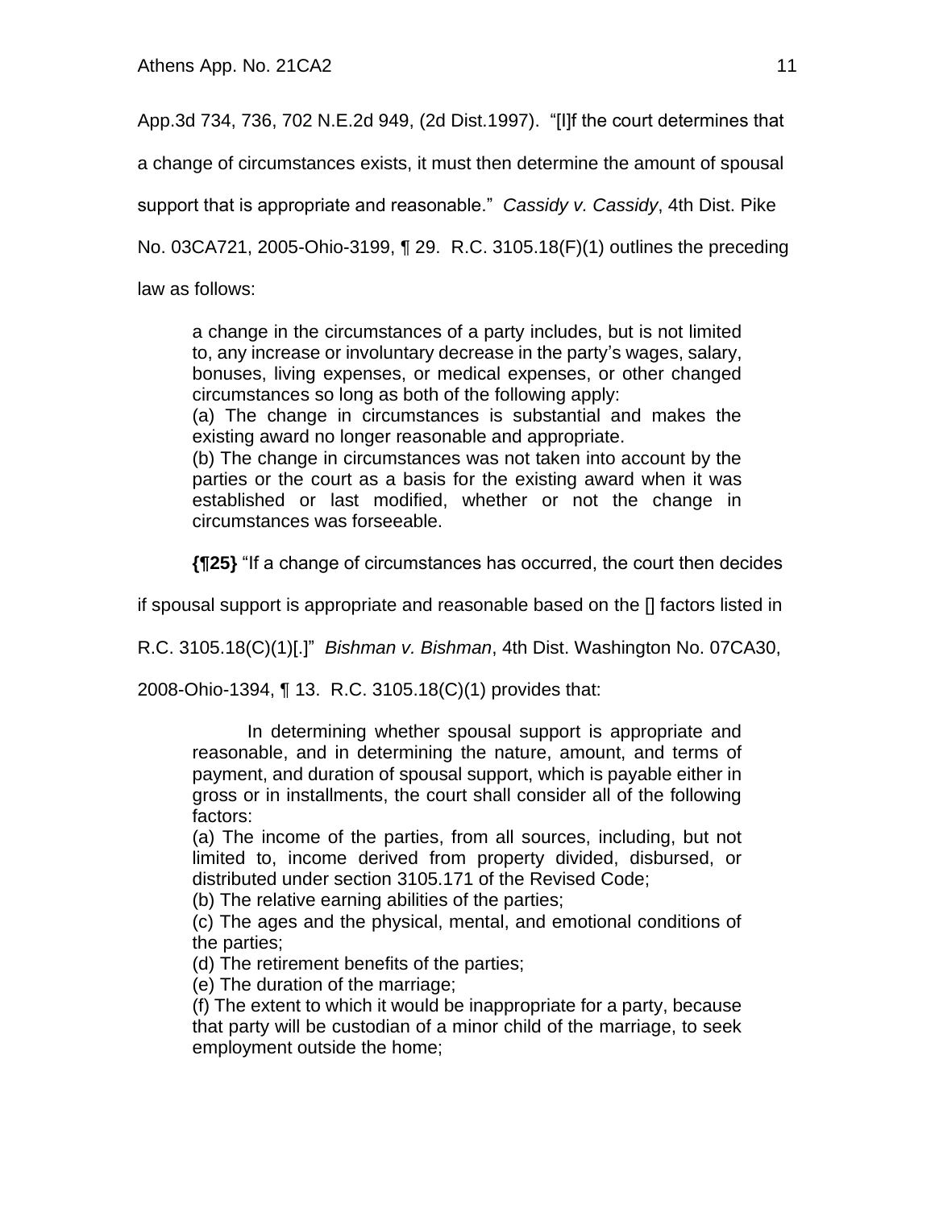App.3d 734, 736, 702 N.E.2d 949, (2d Dist.1997). "[I]f the court determines that a change of circumstances exists, it must then determine the amount of spousal support that is appropriate and reasonable." *Cassidy v. Cassidy*, 4th Dist. Pike No. 03CA721, 2005-Ohio-3199, ¶ 29. R.C. 3105.18(F)(1) outlines the preceding law as follows:

> a change in the circumstances of a party includes, but is not limited to, any increase or involuntary decrease in the party's wages, salary, bonuses, living expenses, or medical expenses, or other changed circumstances so long as both of the following apply:
> (a) The change in circumstances is substantial and makes the existing award no longer reasonable and appropriate.
> (b) The change in circumstances was not taken into account by the parties or the court as a basis for the existing award when it was established or last modified, whether or not the change in circumstances was forseeable.

**{¶25}** "If a change of circumstances has occurred, the court then decides if spousal support is appropriate and reasonable based on the [] factors listed in R.C. 3105.18(C)(1)[.]" *Bishman v. Bishman*, 4th Dist. Washington No. 07CA30, 2008-Ohio-1394, ¶ 13. R.C. 3105.18(C)(1) provides that:

> In determining whether spousal support is appropriate and reasonable, and in determining the nature, amount, and terms of payment, and duration of spousal support, which is payable either in gross or in installments, the court shall consider all of the following factors:
> (a) The income of the parties, from all sources, including, but not limited to, income derived from property divided, disbursed, or distributed under section 3105.171 of the Revised Code;
> (b) The relative earning abilities of the parties;
> (c) The ages and the physical, mental, and emotional conditions of the parties;
> (d) The retirement benefits of the parties;
> (e) The duration of the marriage;
> (f) The extent to which it would be inappropriate for a party, because that party will be custodian of a minor child of the marriage, to seek employment outside the home;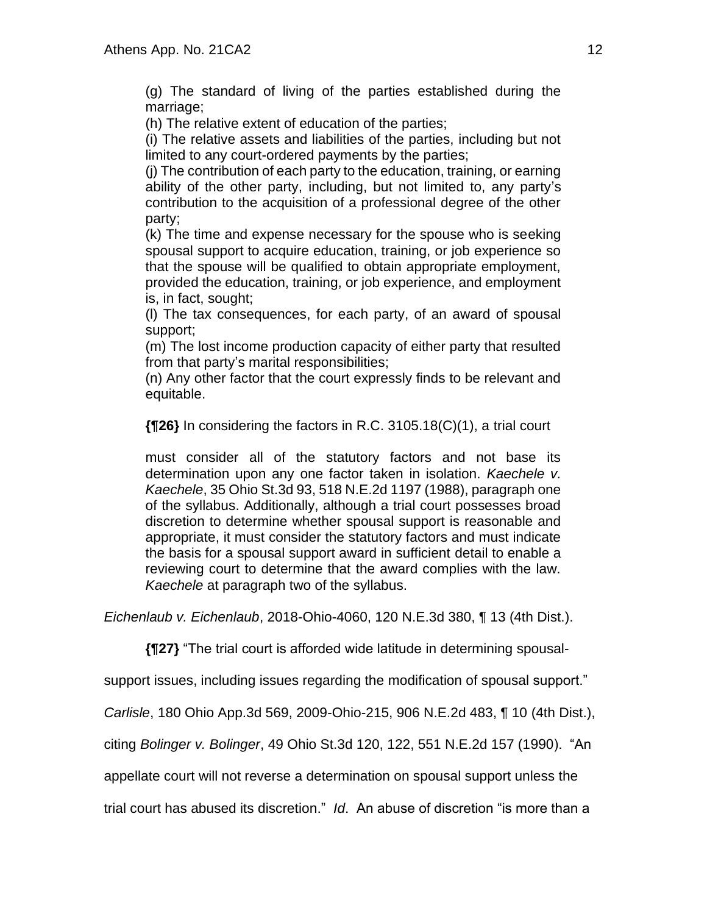(g) The standard of living of the parties established during the marriage;
(h) The relative extent of education of the parties;
(i) The relative assets and liabilities of the parties, including but not limited to any court-ordered payments by the parties;
(j) The contribution of each party to the education, training, or earning ability of the other party, including, but not limited to, any party's contribution to the acquisition of a professional degree of the other party;
(k) The time and expense necessary for the spouse who is seeking spousal support to acquire education, training, or job experience so that the spouse will be qualified to obtain appropriate employment, provided the education, training, or job experience, and employment is, in fact, sought;
(l) The tax consequences, for each party, of an award of spousal support;
(m) The lost income production capacity of either party that resulted from that party's marital responsibilities;
(n) Any other factor that the court expressly finds to be relevant and equitable.

> **{¶26}** In considering the factors in R.C. 3105.18(C)(1), a trial court
>
> must consider all of the statutory factors and not base its determination upon any one factor taken in isolation. *Kaechele v. Kaechele*, 35 Ohio St.3d 93, 518 N.E.2d 1197 (1988), paragraph one of the syllabus. Additionally, although a trial court possesses broad discretion to determine whether spousal support is reasonable and appropriate, it must consider the statutory factors and must indicate the basis for a spousal support award in sufficient detail to enable a reviewing court to determine that the award complies with the law. *Kaechele* at paragraph two of the syllabus.

*Eichenlaub v. Eichenlaub*, 2018-Ohio-4060, 120 N.E.3d 380, ¶ 13 (4th Dist.).

**{¶27}** "The trial court is afforded wide latitude in determining spousal-support issues, including issues regarding the modification of spousal support." *Carlisle*, 180 Ohio App.3d 569, 2009-Ohio-215, 906 N.E.2d 483, ¶ 10 (4th Dist.), citing *Bolinger v. Bolinger*, 49 Ohio St.3d 120, 122, 551 N.E.2d 157 (1990). "An appellate court will not reverse a determination on spousal support unless the trial court has abused its discretion." *Id*. An abuse of discretion "is more than a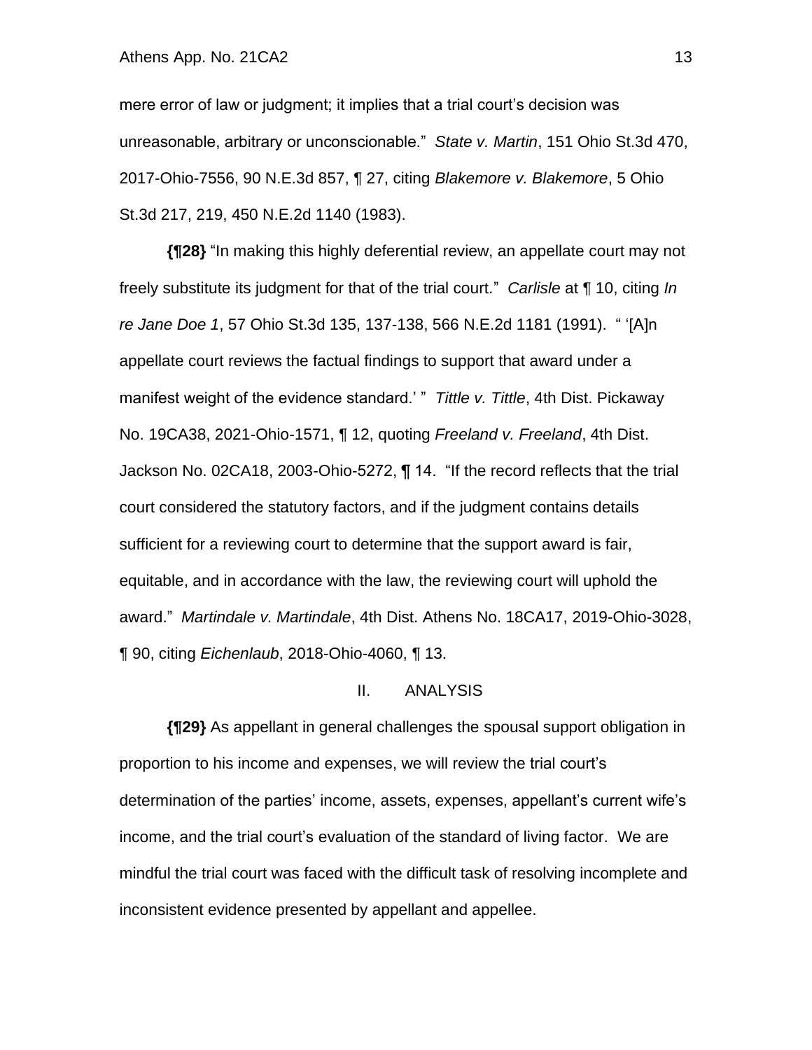mere error of law or judgment; it implies that a trial court's decision was unreasonable, arbitrary or unconscionable." *State v. Martin*, 151 Ohio St.3d 470, 2017-Ohio-7556, 90 N.E.3d 857, ¶ 27, citing *Blakemore v. Blakemore*, 5 Ohio St.3d 217, 219, 450 N.E.2d 1140 (1983).

**{¶28}** "In making this highly deferential review, an appellate court may not freely substitute its judgment for that of the trial court." *Carlisle* at ¶ 10, citing *In re Jane Doe 1*, 57 Ohio St.3d 135, 137-138, 566 N.E.2d 1181 (1991). " '[A]n appellate court reviews the factual findings to support that award under a manifest weight of the evidence standard.' " *Tittle v. Tittle*, 4th Dist. Pickaway No. 19CA38, 2021-Ohio-1571, ¶ 12, quoting *Freeland v. Freeland*, 4th Dist. Jackson No. 02CA18, 2003-Ohio-5272, ¶ 14. "If the record reflects that the trial court considered the statutory factors, and if the judgment contains details sufficient for a reviewing court to determine that the support award is fair, equitable, and in accordance with the law, the reviewing court will uphold the award." *Martindale v. Martindale*, 4th Dist. Athens No. 18CA17, 2019-Ohio-3028, ¶ 90, citing *Eichenlaub*, 2018-Ohio-4060, ¶ 13.

## II. ANALYSIS

**{¶29}** As appellant in general challenges the spousal support obligation in proportion to his income and expenses, we will review the trial court's determination of the parties' income, assets, expenses, appellant's current wife's income, and the trial court's evaluation of the standard of living factor. We are mindful the trial court was faced with the difficult task of resolving incomplete and inconsistent evidence presented by appellant and appellee.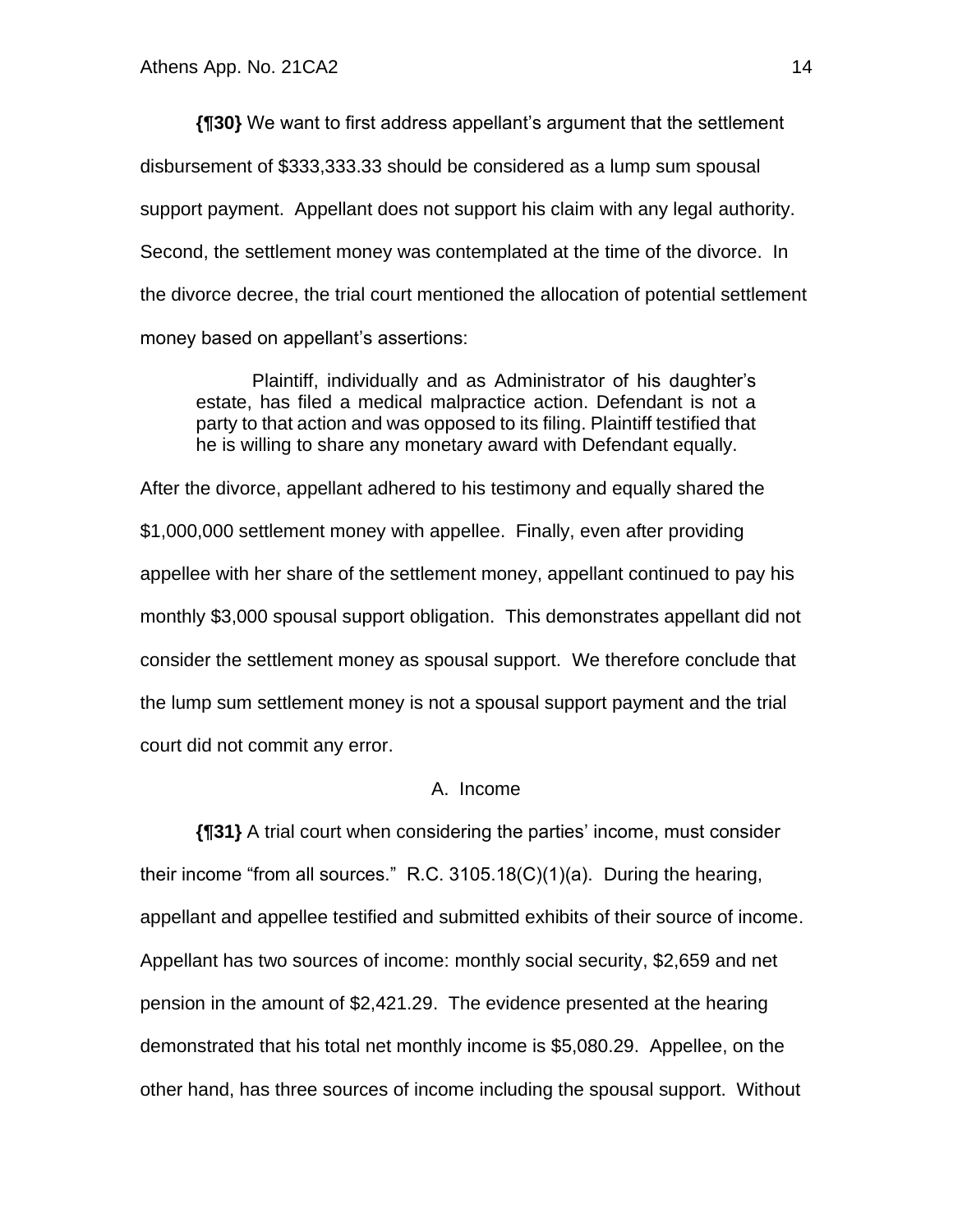**{¶30}** We want to first address appellant's argument that the settlement disbursement of $333,333.33 should be considered as a lump sum spousal support payment. Appellant does not support his claim with any legal authority. Second, the settlement money was contemplated at the time of the divorce. In the divorce decree, the trial court mentioned the allocation of potential settlement money based on appellant's assertions:

> Plaintiff, individually and as Administrator of his daughter's estate, has filed a medical malpractice action. Defendant is not a party to that action and was opposed to its filing. Plaintiff testified that he is willing to share any monetary award with Defendant equally.

After the divorce, appellant adhered to his testimony and equally shared the $1,000,000 settlement money with appellee. Finally, even after providing appellee with her share of the settlement money, appellant continued to pay his monthly $3,000 spousal support obligation. This demonstrates appellant did not consider the settlement money as spousal support. We therefore conclude that the lump sum settlement money is not a spousal support payment and the trial court did not commit any error.

### A. Income

**{¶31}** A trial court when considering the parties' income, must consider their income "from all sources." R.C. 3105.18(C)(1)(a). During the hearing, appellant and appellee testified and submitted exhibits of their source of income. Appellant has two sources of income: monthly social security, $2,659 and net pension in the amount of $2,421.29. The evidence presented at the hearing demonstrated that his total net monthly income is $5,080.29. Appellee, on the other hand, has three sources of income including the spousal support. Without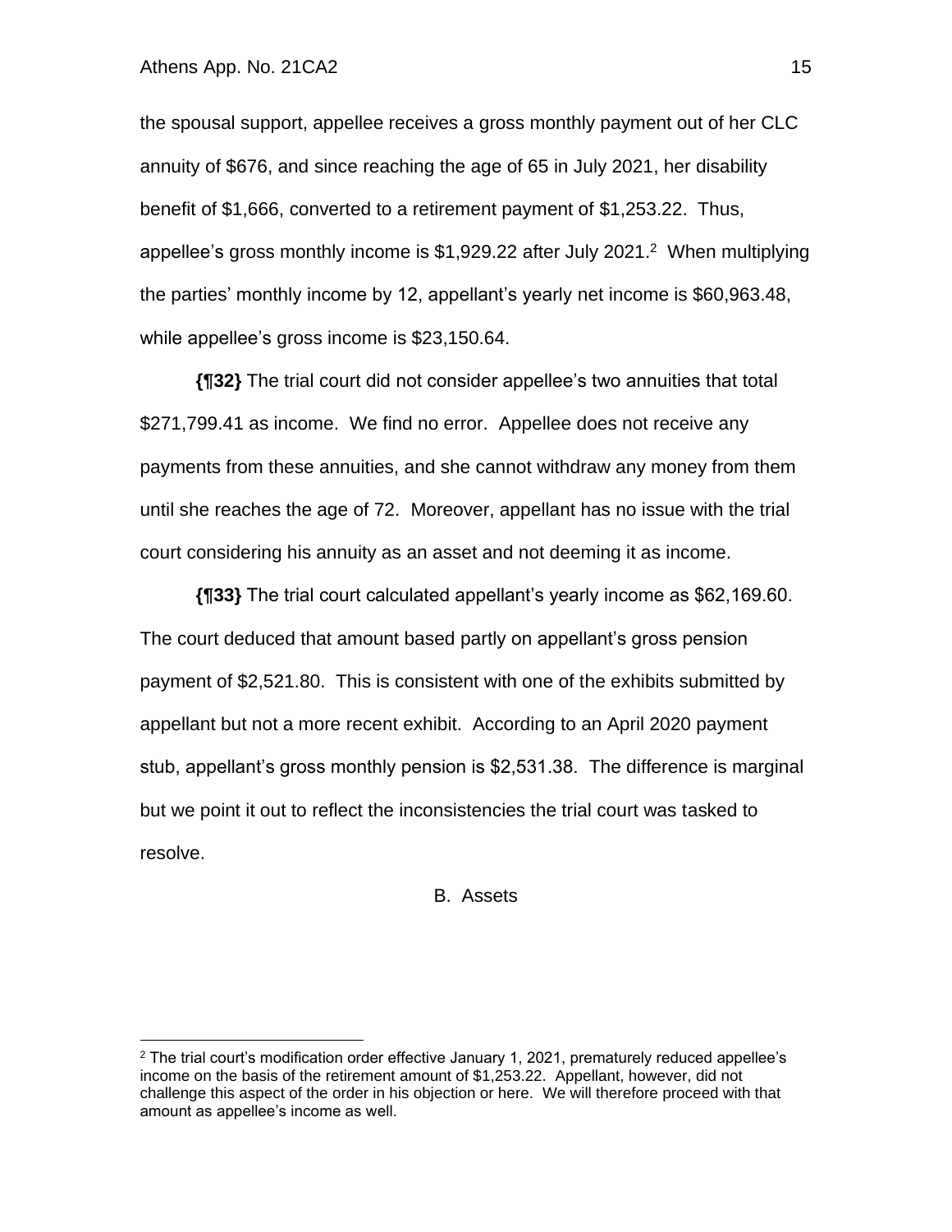the spousal support, appellee receives a gross monthly payment out of her CLC annuity of $676, and since reaching the age of 65 in July 2021, her disability benefit of $1,666, converted to a retirement payment of $1,253.22. Thus, appellee's gross monthly income is $1,929.22 after July 2021.[2] When multiplying the parties' monthly income by 12, appellant's yearly net income is $60,963.48, while appellee's gross income is $23,150.64.

**{¶32}** The trial court did not consider appellee's two annuities that total $271,799.41 as income. We find no error. Appellee does not receive any payments from these annuities, and she cannot withdraw any money from them until she reaches the age of 72. Moreover, appellant has no issue with the trial court considering his annuity as an asset and not deeming it as income.

**{¶33}** The trial court calculated appellant's yearly income as $62,169.60. The court deduced that amount based partly on appellant's gross pension payment of $2,521.80. This is consistent with one of the exhibits submitted by appellant but not a more recent exhibit. According to an April 2020 payment stub, appellant's gross monthly pension is $2,531.38. The difference is marginal but we point it out to reflect the inconsistencies the trial court was tasked to resolve.

B. Assets

---

[2] The trial court's modification order effective January 1, 2021, prematurely reduced appellee's income on the basis of the retirement amount of $1,253.22. Appellant, however, did not challenge this aspect of the order in his objection or here. We will therefore proceed with that amount as appellee's income as well.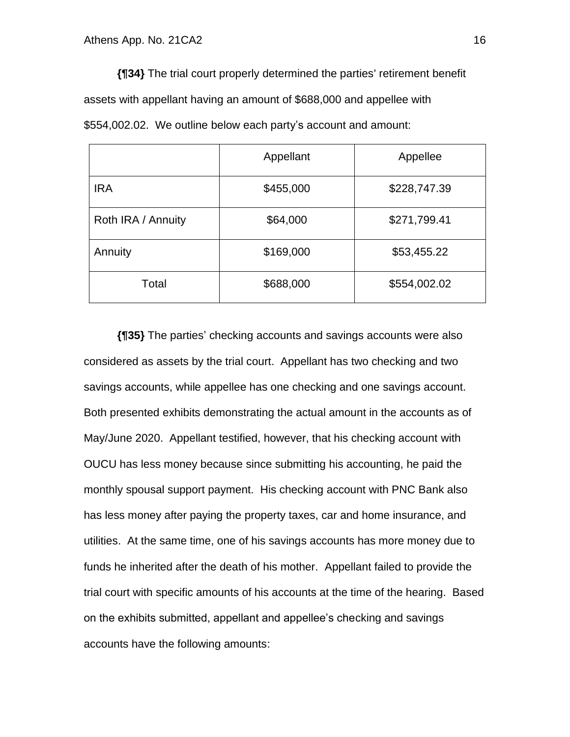**{¶34}** The trial court properly determined the parties' retirement benefit assets with appellant having an amount of $688,000 and appellee with $554,002.02. We outline below each party's account and amount:

| | Appellant | Appellee |
|---|---|---|
| IRA | $455,000 | $228,747.39 |
| Roth IRA / Annuity | $64,000 | $271,799.41 |
| Annuity | $169,000 | $53,455.22 |
| Total | $688,000 | $554,002.02 |

**{¶35}** The parties' checking accounts and savings accounts were also considered as assets by the trial court. Appellant has two checking and two savings accounts, while appellee has one checking and one savings account. Both presented exhibits demonstrating the actual amount in the accounts as of May/June 2020. Appellant testified, however, that his checking account with OUCU has less money because since submitting his accounting, he paid the monthly spousal support payment. His checking account with PNC Bank also has less money after paying the property taxes, car and home insurance, and utilities. At the same time, one of his savings accounts has more money due to funds he inherited after the death of his mother. Appellant failed to provide the trial court with specific amounts of his accounts at the time of the hearing. Based on the exhibits submitted, appellant and appellee's checking and savings accounts have the following amounts: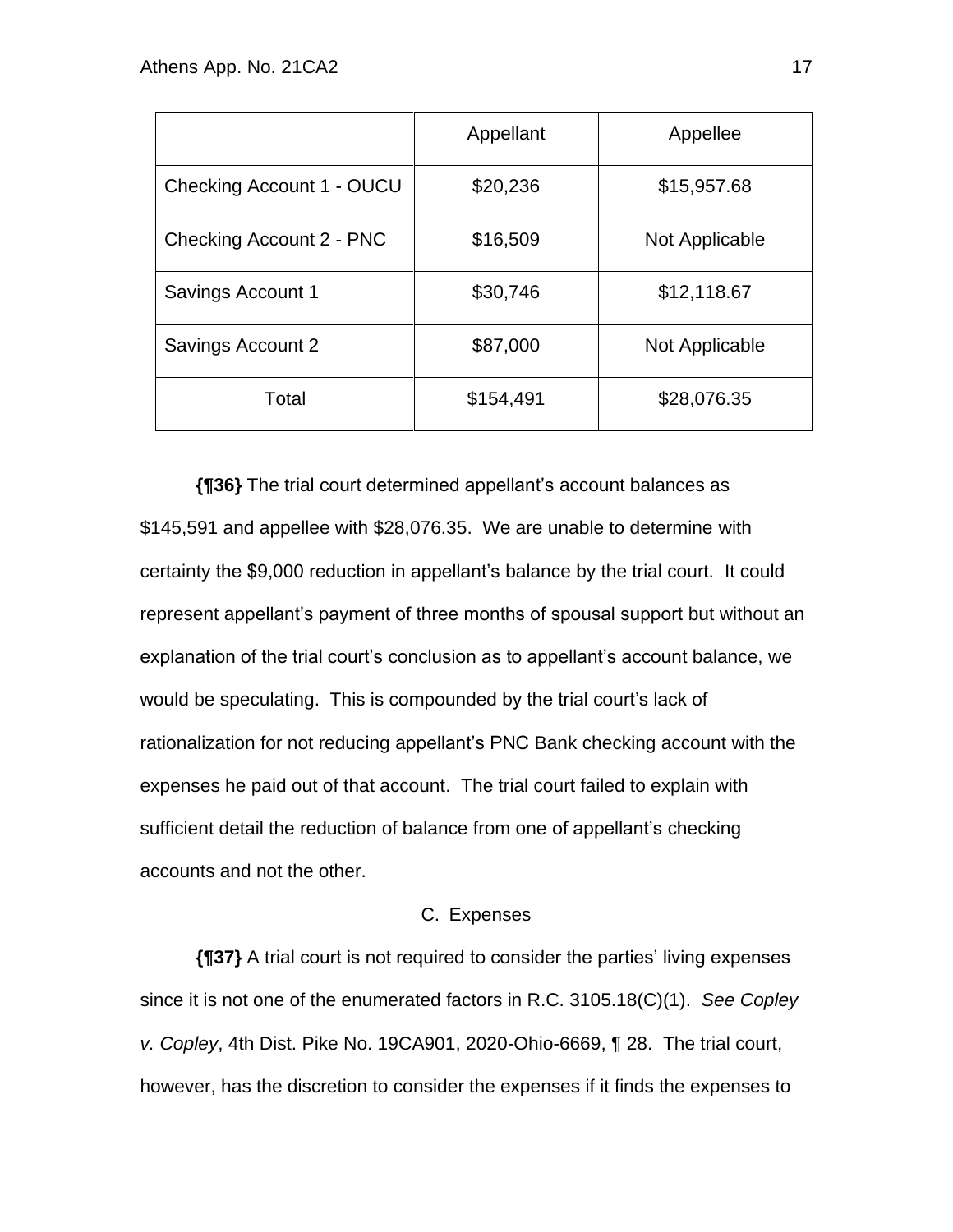| | Appellant | Appellee |
|---|---|---|
| Checking Account 1 - OUCU | $20,236 | $15,957.68 |
| Checking Account 2 - PNC | $16,509 | Not Applicable |
| Savings Account 1 | $30,746 | $12,118.67 |
| Savings Account 2 | $87,000 | Not Applicable |
| Total | $154,491 | $28,076.35 |

**{¶36}** The trial court determined appellant's account balances as $145,591 and appellee with $28,076.35. We are unable to determine with certainty the $9,000 reduction in appellant's balance by the trial court. It could represent appellant's payment of three months of spousal support but without an explanation of the trial court's conclusion as to appellant's account balance, we would be speculating. This is compounded by the trial court's lack of rationalization for not reducing appellant's PNC Bank checking account with the expenses he paid out of that account. The trial court failed to explain with sufficient detail the reduction of balance from one of appellant's checking accounts and not the other.

C. Expenses

**{¶37}** A trial court is not required to consider the parties' living expenses since it is not one of the enumerated factors in R.C. 3105.18(C)(1). *See Copley v. Copley*, 4th Dist. Pike No. 19CA901, 2020-Ohio-6669, ¶ 28. The trial court, however, has the discretion to consider the expenses if it finds the expenses to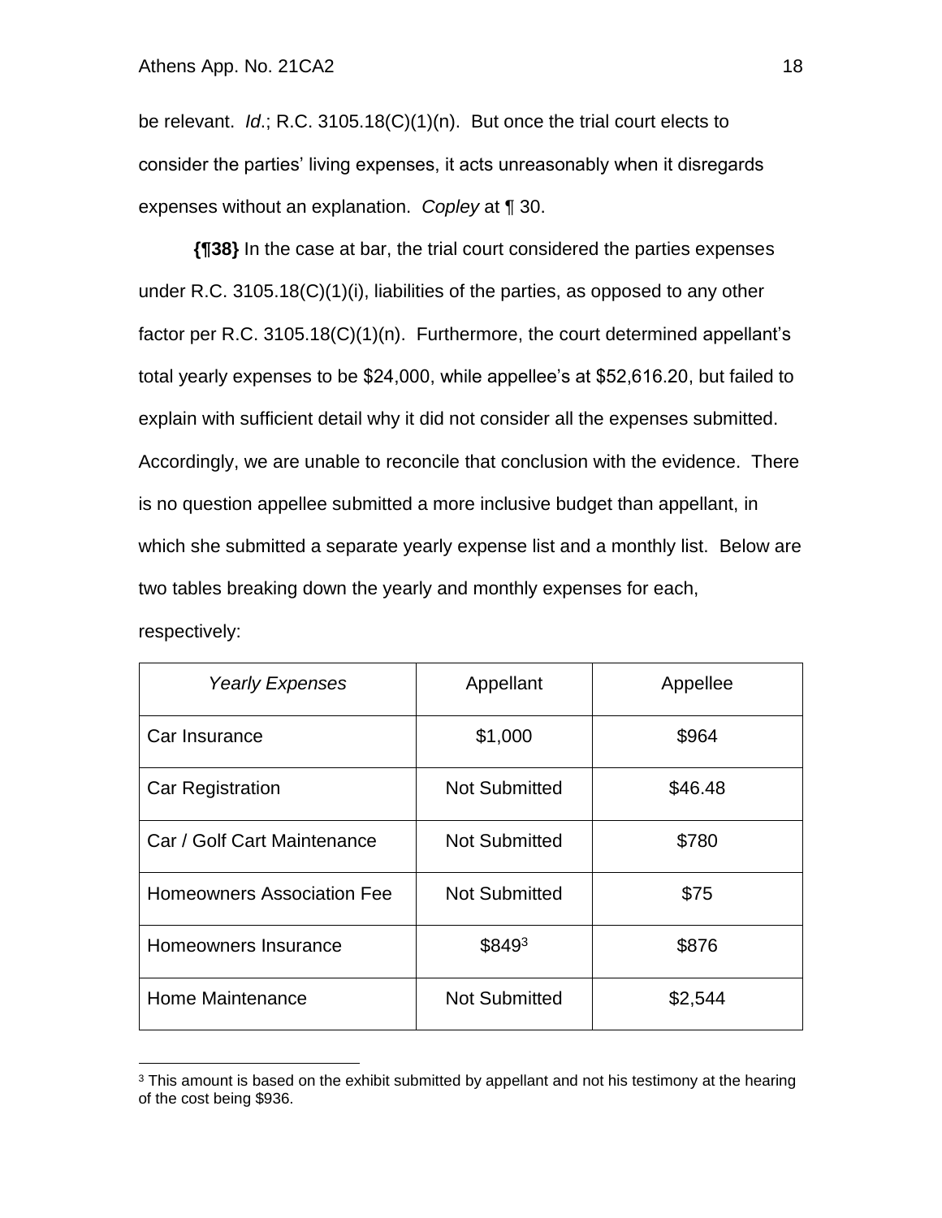be relevant. *Id*.; R.C. 3105.18(C)(1)(n). But once the trial court elects to consider the parties' living expenses, it acts unreasonably when it disregards expenses without an explanation. *Copley* at ¶ 30.

**{¶38}** In the case at bar, the trial court considered the parties expenses under R.C. 3105.18(C)(1)(i), liabilities of the parties, as opposed to any other factor per R.C. 3105.18(C)(1)(n). Furthermore, the court determined appellant's total yearly expenses to be $24,000, while appellee's at $52,616.20, but failed to explain with sufficient detail why it did not consider all the expenses submitted. Accordingly, we are unable to reconcile that conclusion with the evidence. There is no question appellee submitted a more inclusive budget than appellant, in which she submitted a separate yearly expense list and a monthly list. Below are two tables breaking down the yearly and monthly expenses for each, respectively:

| *Yearly Expenses* | Appellant | Appellee |
|---|---|---|
| Car Insurance | $1,000 | $964 |
| Car Registration | Not Submitted | $46.48 |
| Car / Golf Cart Maintenance | Not Submitted | $780 |
| Homeowners Association Fee | Not Submitted | $75 |
| Homeowners Insurance | $849[3] | $876 |
| Home Maintenance | Not Submitted | $2,544 |

[3] This amount is based on the exhibit submitted by appellant and not his testimony at the hearing of the cost being $936.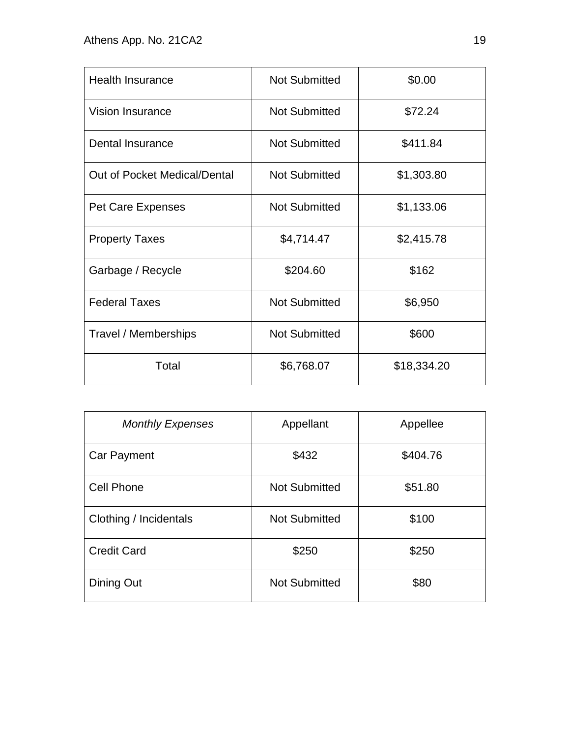| | | |
|---|---|---|
| Health Insurance | Not Submitted | $0.00 |
| Vision Insurance | Not Submitted | $72.24 |
| Dental Insurance | Not Submitted | $411.84 |
| Out of Pocket Medical/Dental | Not Submitted | $1,303.80 |
| Pet Care Expenses | Not Submitted | $1,133.06 |
| Property Taxes | $4,714.47 | $2,415.78 |
| Garbage / Recycle | $204.60 | $162 |
| Federal Taxes | Not Submitted | $6,950 |
| Travel / Memberships | Not Submitted | $600 |
| Total | $6,768.07 | $18,334.20 |

| *Monthly Expenses* | Appellant | Appellee |
|---|---|---|
| Car Payment | $432 | $404.76 |
| Cell Phone | Not Submitted | $51.80 |
| Clothing / Incidentals | Not Submitted | $100 |
| Credit Card | $250 | $250 |
| Dining Out | Not Submitted | $80 |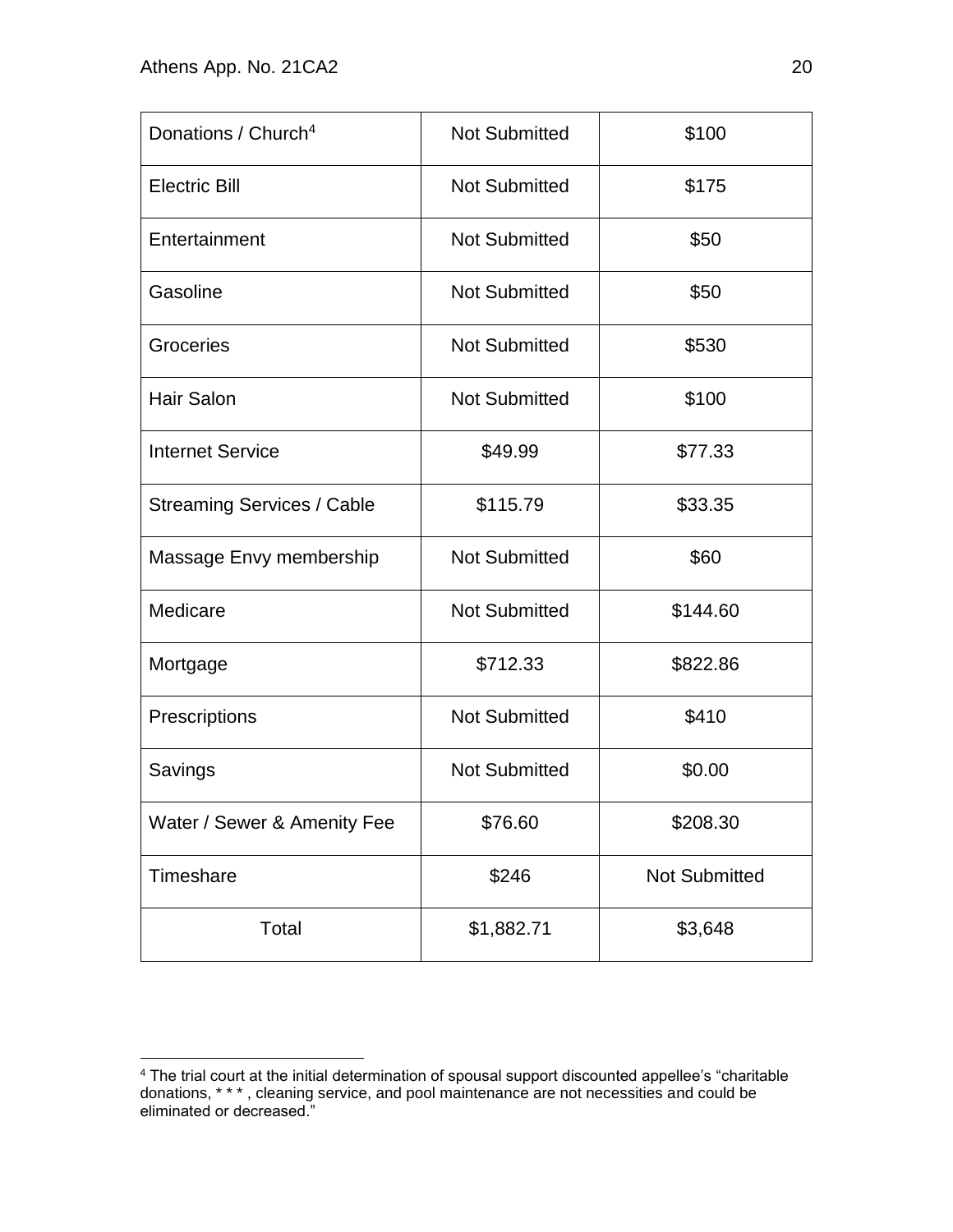| Donations / Church[4] | Not Submitted | $100 |
|---|---|---|
| Electric Bill | Not Submitted | $175 |
| Entertainment | Not Submitted | $50 |
| Gasoline | Not Submitted | $50 |
| Groceries | Not Submitted | $530 |
| Hair Salon | Not Submitted | $100 |
| Internet Service | $49.99 | $77.33 |
| Streaming Services / Cable | $115.79 | $33.35 |
| Massage Envy membership | Not Submitted | $60 |
| Medicare | Not Submitted | $144.60 |
| Mortgage | $712.33 | $822.86 |
| Prescriptions | Not Submitted | $410 |
| Savings | Not Submitted | $0.00 |
| Water / Sewer & Amenity Fee | $76.60 | $208.30 |
| Timeshare | $246 | Not Submitted |
| Total | $1,882.71 | $3,648 |

[4] The trial court at the initial determination of spousal support discounted appellee's "charitable donations, * * * , cleaning service, and pool maintenance are not necessities and could be eliminated or decreased."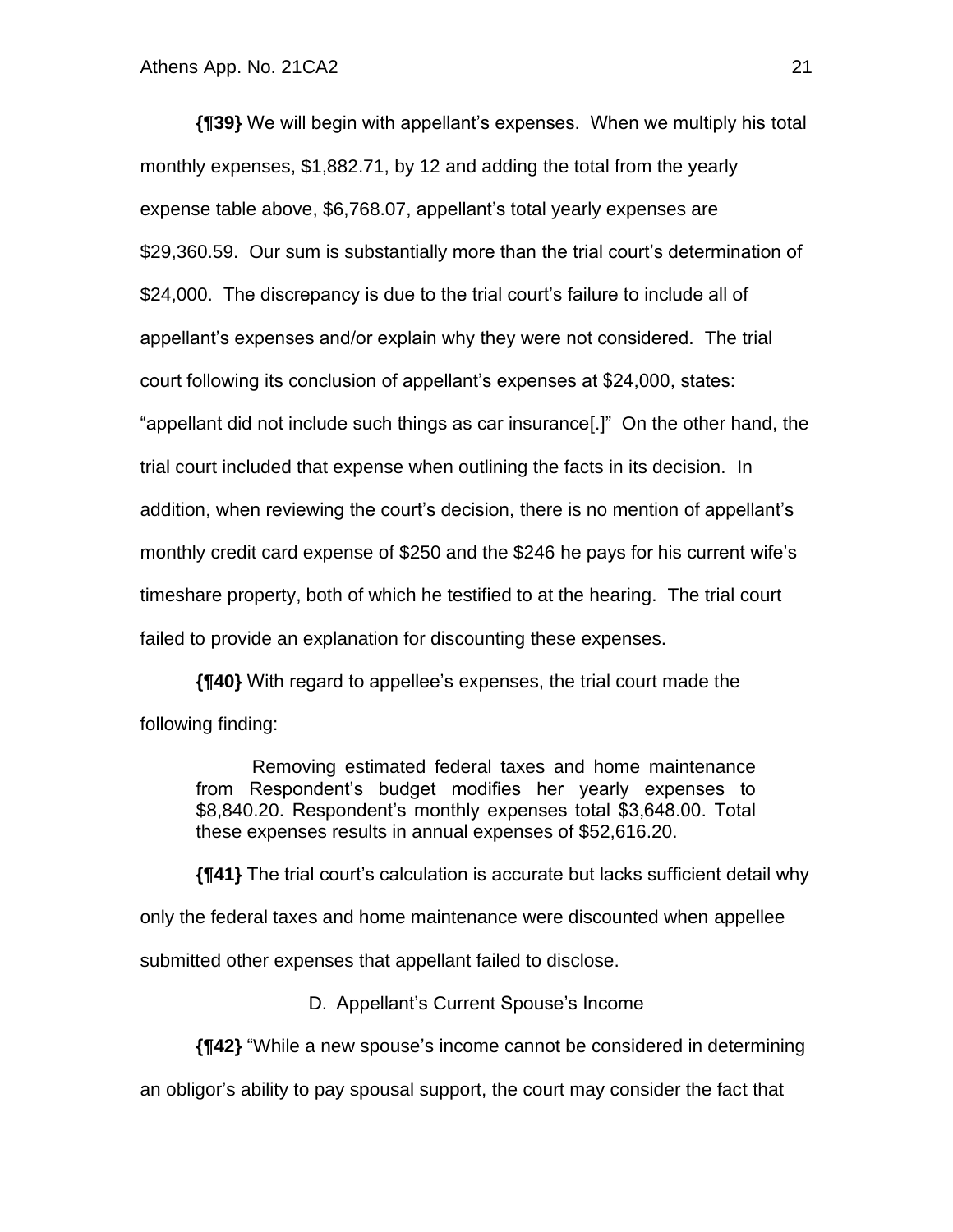**{¶39}** We will begin with appellant's expenses. When we multiply his total monthly expenses, $1,882.71, by 12 and adding the total from the yearly expense table above, $6,768.07, appellant's total yearly expenses are $29,360.59. Our sum is substantially more than the trial court's determination of $24,000. The discrepancy is due to the trial court's failure to include all of appellant's expenses and/or explain why they were not considered. The trial court following its conclusion of appellant's expenses at $24,000, states: "appellant did not include such things as car insurance[.]" On the other hand, the trial court included that expense when outlining the facts in its decision. In addition, when reviewing the court's decision, there is no mention of appellant's monthly credit card expense of $250 and the $246 he pays for his current wife's timeshare property, both of which he testified to at the hearing. The trial court failed to provide an explanation for discounting these expenses.

**{¶40}** With regard to appellee's expenses, the trial court made the following finding:

> Removing estimated federal taxes and home maintenance from Respondent's budget modifies her yearly expenses to $8,840.20. Respondent's monthly expenses total $3,648.00. Total these expenses results in annual expenses of $52,616.20.

**{¶41}** The trial court's calculation is accurate but lacks sufficient detail why only the federal taxes and home maintenance were discounted when appellee submitted other expenses that appellant failed to disclose.

D. Appellant's Current Spouse's Income

**{¶42}** "While a new spouse's income cannot be considered in determining an obligor's ability to pay spousal support, the court may consider the fact that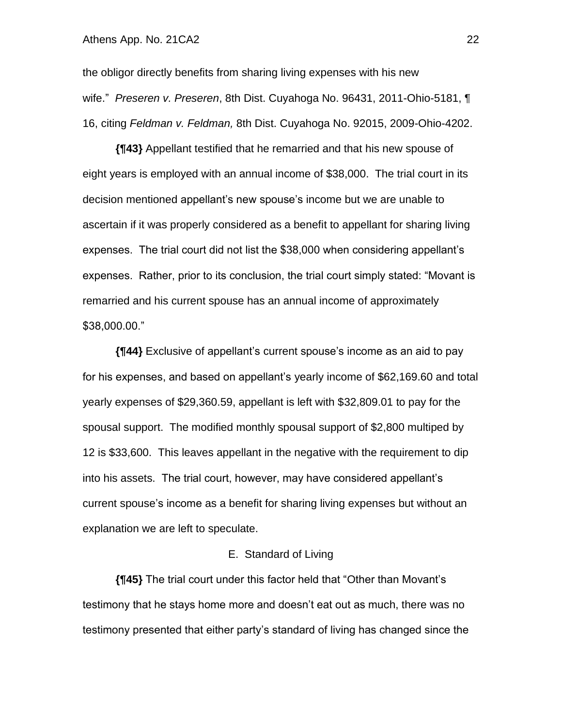the obligor directly benefits from sharing living expenses with his new wife." *Preseren v. Preseren*, 8th Dist. Cuyahoga No. 96431, 2011-Ohio-5181, ¶ 16, citing *Feldman v. Feldman,* 8th Dist. Cuyahoga No. 92015, 2009-Ohio-4202.

**{¶43}** Appellant testified that he remarried and that his new spouse of eight years is employed with an annual income of $38,000. The trial court in its decision mentioned appellant's new spouse's income but we are unable to ascertain if it was properly considered as a benefit to appellant for sharing living expenses. The trial court did not list the $38,000 when considering appellant's expenses. Rather, prior to its conclusion, the trial court simply stated: "Movant is remarried and his current spouse has an annual income of approximately $38,000.00."

**{¶44}** Exclusive of appellant's current spouse's income as an aid to pay for his expenses, and based on appellant's yearly income of $62,169.60 and total yearly expenses of $29,360.59, appellant is left with $32,809.01 to pay for the spousal support. The modified monthly spousal support of $2,800 multiped by 12 is $33,600. This leaves appellant in the negative with the requirement to dip into his assets. The trial court, however, may have considered appellant's current spouse's income as a benefit for sharing living expenses but without an explanation we are left to speculate.

E. Standard of Living

**{¶45}** The trial court under this factor held that "Other than Movant's testimony that he stays home more and doesn't eat out as much, there was no testimony presented that either party's standard of living has changed since the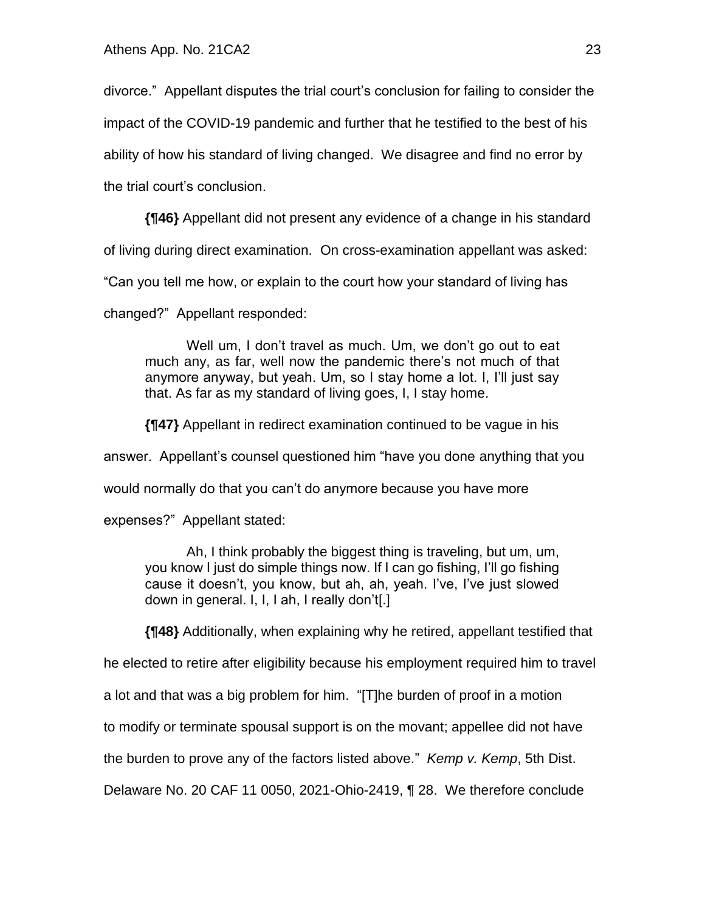divorce." Appellant disputes the trial court's conclusion for failing to consider the impact of the COVID-19 pandemic and further that he testified to the best of his ability of how his standard of living changed. We disagree and find no error by the trial court's conclusion.

**{¶46}** Appellant did not present any evidence of a change in his standard of living during direct examination. On cross-examination appellant was asked: "Can you tell me how, or explain to the court how your standard of living has changed?" Appellant responded:

> Well um, I don't travel as much. Um, we don't go out to eat much any, as far, well now the pandemic there's not much of that anymore anyway, but yeah. Um, so I stay home a lot. I, I'll just say that. As far as my standard of living goes, I, I stay home.

**{¶47}** Appellant in redirect examination continued to be vague in his answer. Appellant's counsel questioned him "have you done anything that you would normally do that you can't do anymore because you have more expenses?" Appellant stated:

> Ah, I think probably the biggest thing is traveling, but um, um, you know I just do simple things now. If I can go fishing, I'll go fishing cause it doesn't, you know, but ah, ah, yeah. I've, I've just slowed down in general. I, I, I ah, I really don't[.]

**{¶48}** Additionally, when explaining why he retired, appellant testified that he elected to retire after eligibility because his employment required him to travel a lot and that was a big problem for him. "[T]he burden of proof in a motion to modify or terminate spousal support is on the movant; appellee did not have the burden to prove any of the factors listed above." *Kemp v. Kemp*, 5th Dist. Delaware No. 20 CAF 11 0050, 2021-Ohio-2419, ¶ 28. We therefore conclude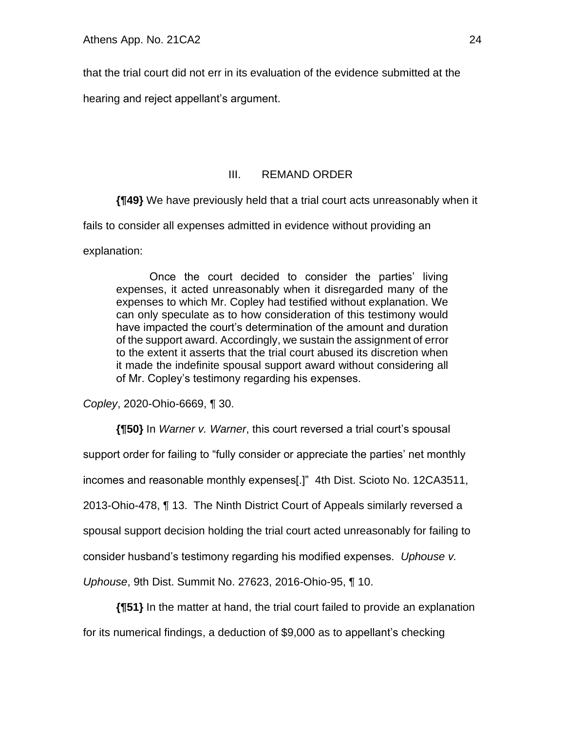that the trial court did not err in its evaluation of the evidence submitted at the hearing and reject appellant's argument.

## III. REMAND ORDER

**{¶49}** We have previously held that a trial court acts unreasonably when it fails to consider all expenses admitted in evidence without providing an explanation:

> Once the court decided to consider the parties' living expenses, it acted unreasonably when it disregarded many of the expenses to which Mr. Copley had testified without explanation. We can only speculate as to how consideration of this testimony would have impacted the court's determination of the amount and duration of the support award. Accordingly, we sustain the assignment of error to the extent it asserts that the trial court abused its discretion when it made the indefinite spousal support award without considering all of Mr. Copley's testimony regarding his expenses.

*Copley*, 2020-Ohio-6669, ¶ 30.

**{¶50}** In *Warner v. Warner*, this court reversed a trial court's spousal support order for failing to "fully consider or appreciate the parties' net monthly incomes and reasonable monthly expenses[.]" 4th Dist. Scioto No. 12CA3511, 2013-Ohio-478, ¶ 13. The Ninth District Court of Appeals similarly reversed a spousal support decision holding the trial court acted unreasonably for failing to consider husband's testimony regarding his modified expenses. *Uphouse v. Uphouse*, 9th Dist. Summit No. 27623, 2016-Ohio-95, ¶ 10.

**{¶51}** In the matter at hand, the trial court failed to provide an explanation for its numerical findings, a deduction of $9,000 as to appellant's checking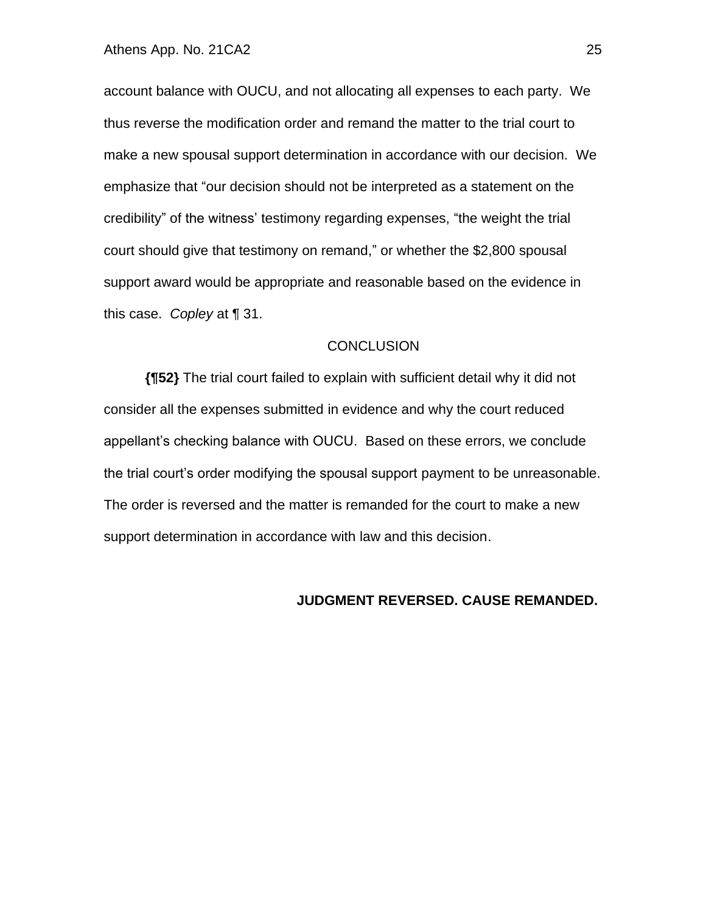account balance with OUCU, and not allocating all expenses to each party. We thus reverse the modification order and remand the matter to the trial court to make a new spousal support determination in accordance with our decision. We emphasize that "our decision should not be interpreted as a statement on the credibility" of the witness' testimony regarding expenses, "the weight the trial court should give that testimony on remand," or whether the $2,800 spousal support award would be appropriate and reasonable based on the evidence in this case. *Copley* at ¶ 31.

## CONCLUSION

**{¶52}** The trial court failed to explain with sufficient detail why it did not consider all the expenses submitted in evidence and why the court reduced appellant's checking balance with OUCU. Based on these errors, we conclude the trial court's order modifying the spousal support payment to be unreasonable. The order is reversed and the matter is remanded for the court to make a new support determination in accordance with law and this decision.

**JUDGMENT REVERSED. CAUSE REMANDED.**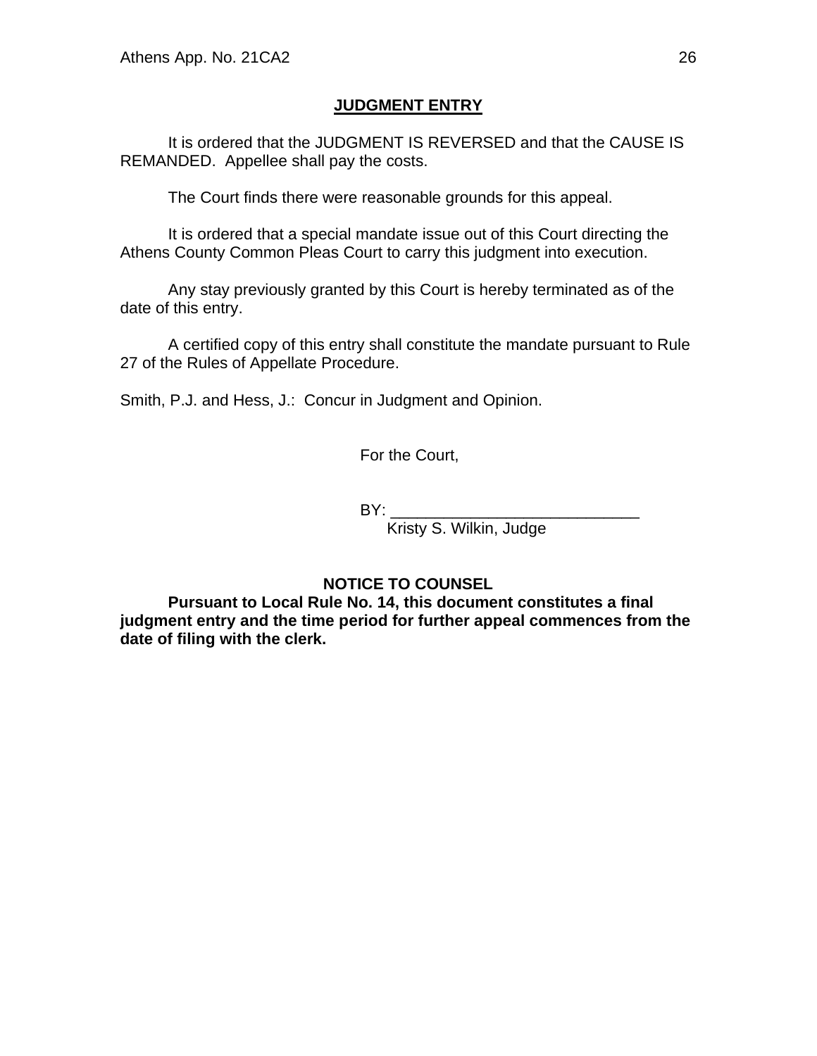**JUDGMENT ENTRY**

It is ordered that the JUDGMENT IS REVERSED and that the CAUSE IS REMANDED. Appellee shall pay the costs.

The Court finds there were reasonable grounds for this appeal.

It is ordered that a special mandate issue out of this Court directing the Athens County Common Pleas Court to carry this judgment into execution.

Any stay previously granted by this Court is hereby terminated as of the date of this entry.

A certified copy of this entry shall constitute the mandate pursuant to Rule 27 of the Rules of Appellate Procedure.

Smith, P.J. and Hess, J.: Concur in Judgment and Opinion.

For the Court,

BY: ____________________________
Kristy S. Wilkin, Judge

**NOTICE TO COUNSEL**

**Pursuant to Local Rule No. 14, this document constitutes a final judgment entry and the time period for further appeal commences from the date of filing with the clerk.**